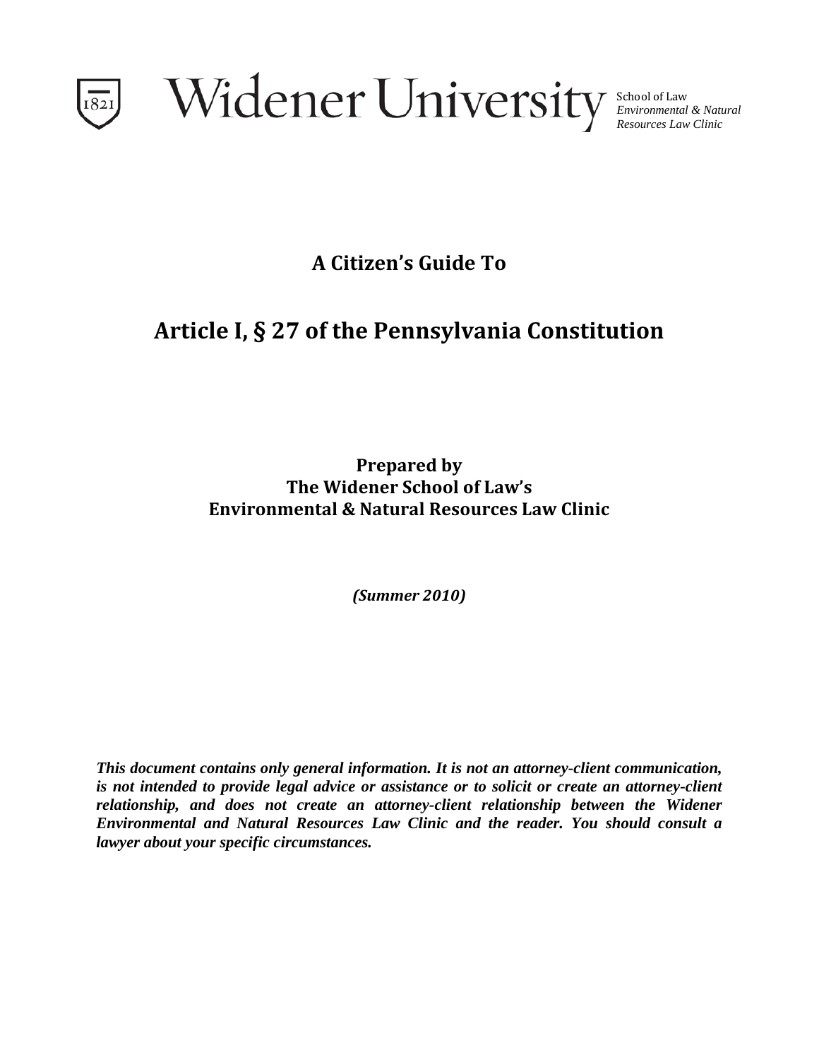Widener University School of Law *Environmental & Natural Resources Law Clinic*

# A Citizen's Guide To

# Article I, § 27 of the Pennsylvania Constitution

**Prepared by**
**The Widener School of Law's**
**Environmental & Natural Resources Law Clinic**

***(Summer 2010)***

***This document contains only general information. It is not an attorney-client communication, is not intended to provide legal advice or assistance or to solicit or create an attorney-client relationship, and does not create an attorney-client relationship between the Widener Environmental and Natural Resources Law Clinic and the reader. You should consult a lawyer about your specific circumstances.***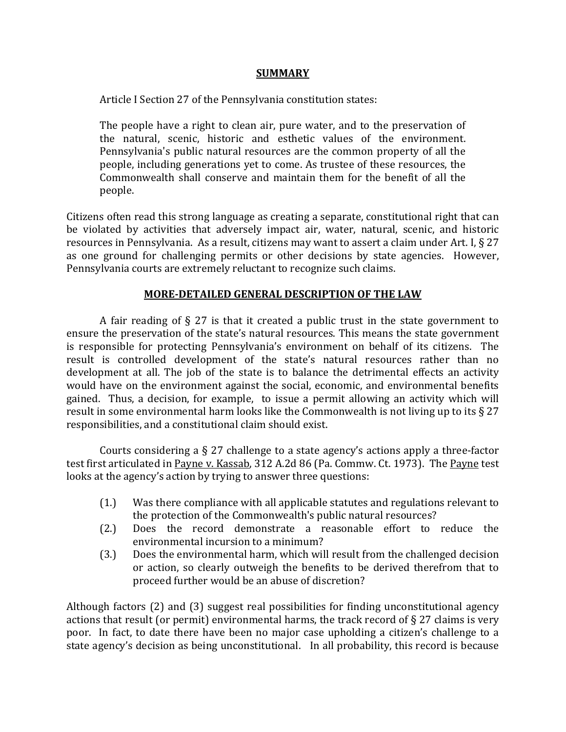## SUMMARY

Article I Section 27 of the Pennsylvania constitution states:

> The people have a right to clean air, pure water, and to the preservation of the natural, scenic, historic and esthetic values of the environment. Pennsylvania's public natural resources are the common property of all the people, including generations yet to come. As trustee of these resources, the Commonwealth shall conserve and maintain them for the benefit of all the people.

Citizens often read this strong language as creating a separate, constitutional right that can be violated by activities that adversely impact air, water, natural, scenic, and historic resources in Pennsylvania. As a result, citizens may want to assert a claim under Art. I, § 27 as one ground for challenging permits or other decisions by state agencies. However, Pennsylvania courts are extremely reluctant to recognize such claims.

## MORE-DETAILED GENERAL DESCRIPTION OF THE LAW

A fair reading of § 27 is that it created a public trust in the state government to ensure the preservation of the state's natural resources. This means the state government is responsible for protecting Pennsylvania's environment on behalf of its citizens. The result is controlled development of the state's natural resources rather than no development at all. The job of the state is to balance the detrimental effects an activity would have on the environment against the social, economic, and environmental benefits gained. Thus, a decision, for example, to issue a permit allowing an activity which will result in some environmental harm looks like the Commonwealth is not living up to its § 27 responsibilities, and a constitutional claim should exist.

Courts considering a § 27 challenge to a state agency's actions apply a three-factor test first articulated in Payne v. Kassab, 312 A.2d 86 (Pa. Commw. Ct. 1973). The Payne test looks at the agency's action by trying to answer three questions:

(1.) Was there compliance with all applicable statutes and regulations relevant to the protection of the Commonwealth's public natural resources?

(2.) Does the record demonstrate a reasonable effort to reduce the environmental incursion to a minimum?

(3.) Does the environmental harm, which will result from the challenged decision or action, so clearly outweigh the benefits to be derived therefrom that to proceed further would be an abuse of discretion?

Although factors (2) and (3) suggest real possibilities for finding unconstitutional agency actions that result (or permit) environmental harms, the track record of § 27 claims is very poor. In fact, to date there have been no major case upholding a citizen's challenge to a state agency's decision as being unconstitutional. In all probability, this record is because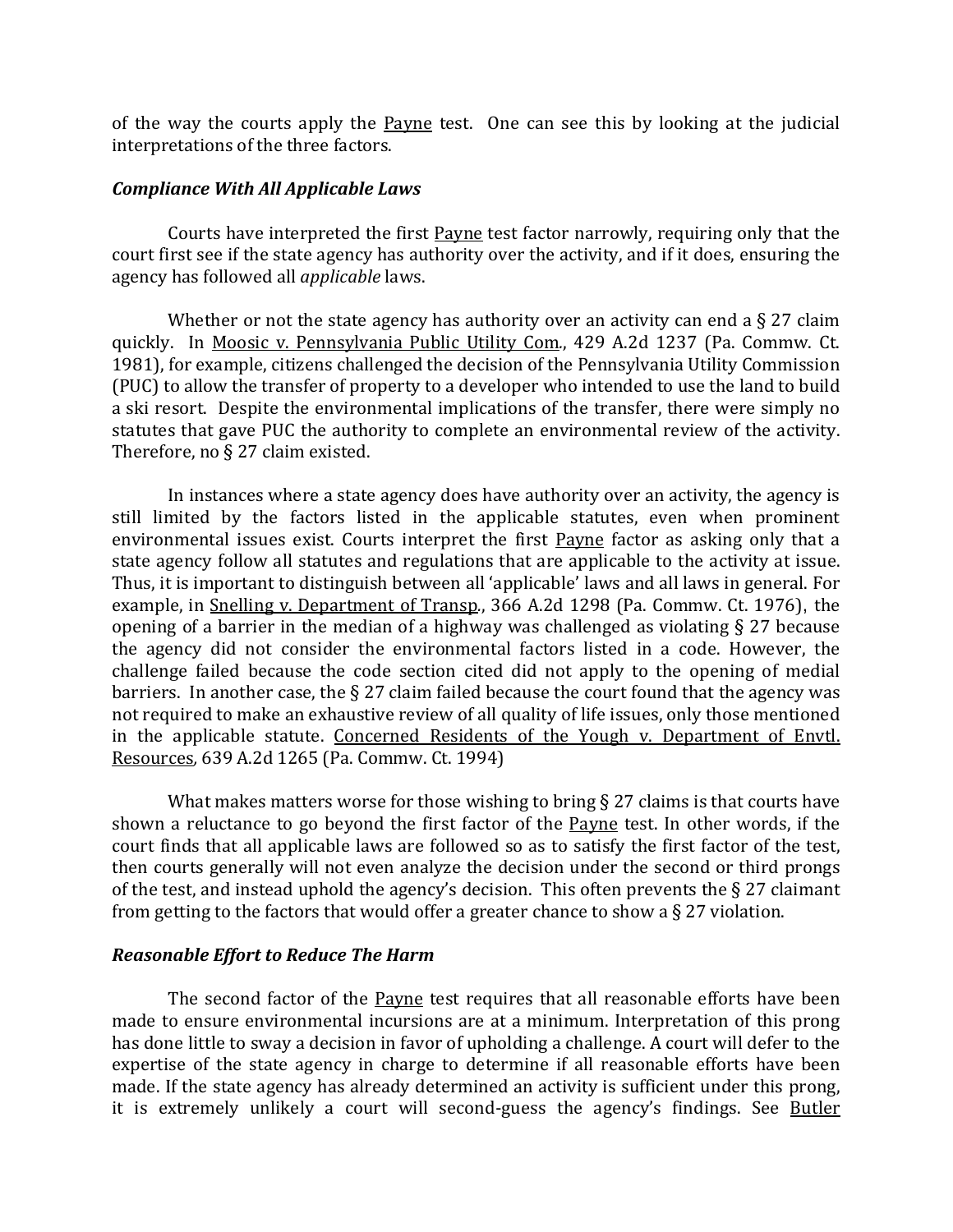of the way the courts apply the Payne test. One can see this by looking at the judicial interpretations of the three factors.

### *Compliance With All Applicable Laws*

Courts have interpreted the first Payne test factor narrowly, requiring only that the court first see if the state agency has authority over the activity, and if it does, ensuring the agency has followed all *applicable* laws.

Whether or not the state agency has authority over an activity can end a § 27 claim quickly. In Moosic v. Pennsylvania Public Utility Com., 429 A.2d 1237 (Pa. Commw. Ct. 1981), for example, citizens challenged the decision of the Pennsylvania Utility Commission (PUC) to allow the transfer of property to a developer who intended to use the land to build a ski resort. Despite the environmental implications of the transfer, there were simply no statutes that gave PUC the authority to complete an environmental review of the activity. Therefore, no § 27 claim existed.

In instances where a state agency does have authority over an activity, the agency is still limited by the factors listed in the applicable statutes, even when prominent environmental issues exist. Courts interpret the first Payne factor as asking only that a state agency follow all statutes and regulations that are applicable to the activity at issue. Thus, it is important to distinguish between all 'applicable' laws and all laws in general. For example, in Snelling v. Department of Transp., 366 A.2d 1298 (Pa. Commw. Ct. 1976), the opening of a barrier in the median of a highway was challenged as violating § 27 because the agency did not consider the environmental factors listed in a code. However, the challenge failed because the code section cited did not apply to the opening of medial barriers. In another case, the § 27 claim failed because the court found that the agency was not required to make an exhaustive review of all quality of life issues, only those mentioned in the applicable statute. Concerned Residents of the Yough v. Department of Envtl. Resources, 639 A.2d 1265 (Pa. Commw. Ct. 1994)

What makes matters worse for those wishing to bring § 27 claims is that courts have shown a reluctance to go beyond the first factor of the Payne test. In other words, if the court finds that all applicable laws are followed so as to satisfy the first factor of the test, then courts generally will not even analyze the decision under the second or third prongs of the test, and instead uphold the agency's decision. This often prevents the § 27 claimant from getting to the factors that would offer a greater chance to show a § 27 violation.

### *Reasonable Effort to Reduce The Harm*

The second factor of the Payne test requires that all reasonable efforts have been made to ensure environmental incursions are at a minimum. Interpretation of this prong has done little to sway a decision in favor of upholding a challenge. A court will defer to the expertise of the state agency in charge to determine if all reasonable efforts have been made. If the state agency has already determined an activity is sufficient under this prong, it is extremely unlikely a court will second-guess the agency's findings. See Butler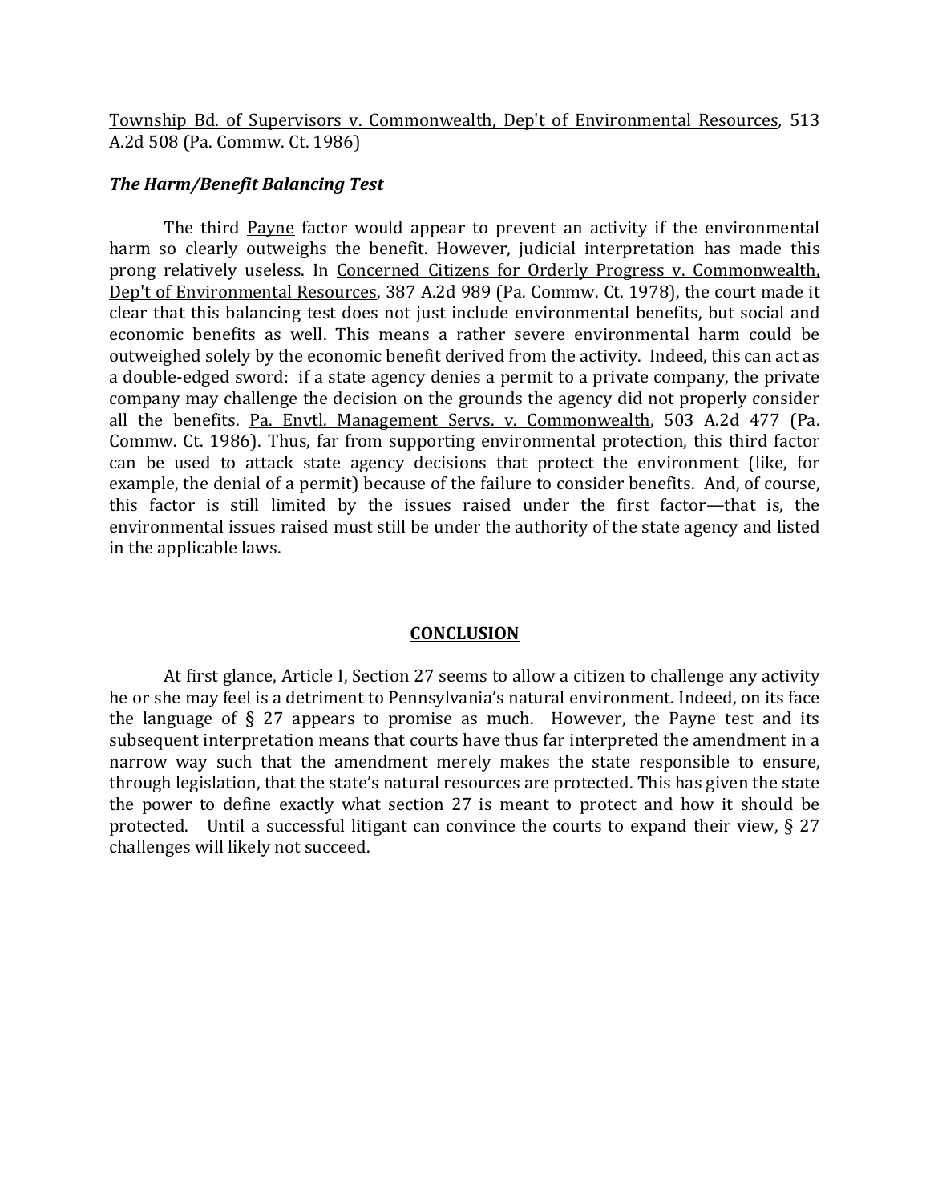Township Bd. of Supervisors v. Commonwealth, Dep't of Environmental Resources, 513 A.2d 508 (Pa. Commw. Ct. 1986)

***The Harm/Benefit Balancing Test***

The third Payne factor would appear to prevent an activity if the environmental harm so clearly outweighs the benefit. However, judicial interpretation has made this prong relatively useless. In Concerned Citizens for Orderly Progress v. Commonwealth, Dep't of Environmental Resources, 387 A.2d 989 (Pa. Commw. Ct. 1978), the court made it clear that this balancing test does not just include environmental benefits, but social and economic benefits as well. This means a rather severe environmental harm could be outweighed solely by the economic benefit derived from the activity. Indeed, this can act as a double-edged sword: if a state agency denies a permit to a private company, the private company may challenge the decision on the grounds the agency did not properly consider all the benefits. Pa. Envtl. Management Servs. v. Commonwealth, 503 A.2d 477 (Pa. Commw. Ct. 1986). Thus, far from supporting environmental protection, this third factor can be used to attack state agency decisions that protect the environment (like, for example, the denial of a permit) because of the failure to consider benefits. And, of course, this factor is still limited by the issues raised under the first factor—that is, the environmental issues raised must still be under the authority of the state agency and listed in the applicable laws.

## CONCLUSION

At first glance, Article I, Section 27 seems to allow a citizen to challenge any activity he or she may feel is a detriment to Pennsylvania's natural environment. Indeed, on its face the language of § 27 appears to promise as much. However, the Payne test and its subsequent interpretation means that courts have thus far interpreted the amendment in a narrow way such that the amendment merely makes the state responsible to ensure, through legislation, that the state's natural resources are protected. This has given the state the power to define exactly what section 27 is meant to protect and how it should be protected. Until a successful litigant can convince the courts to expand their view, § 27 challenges will likely not succeed.